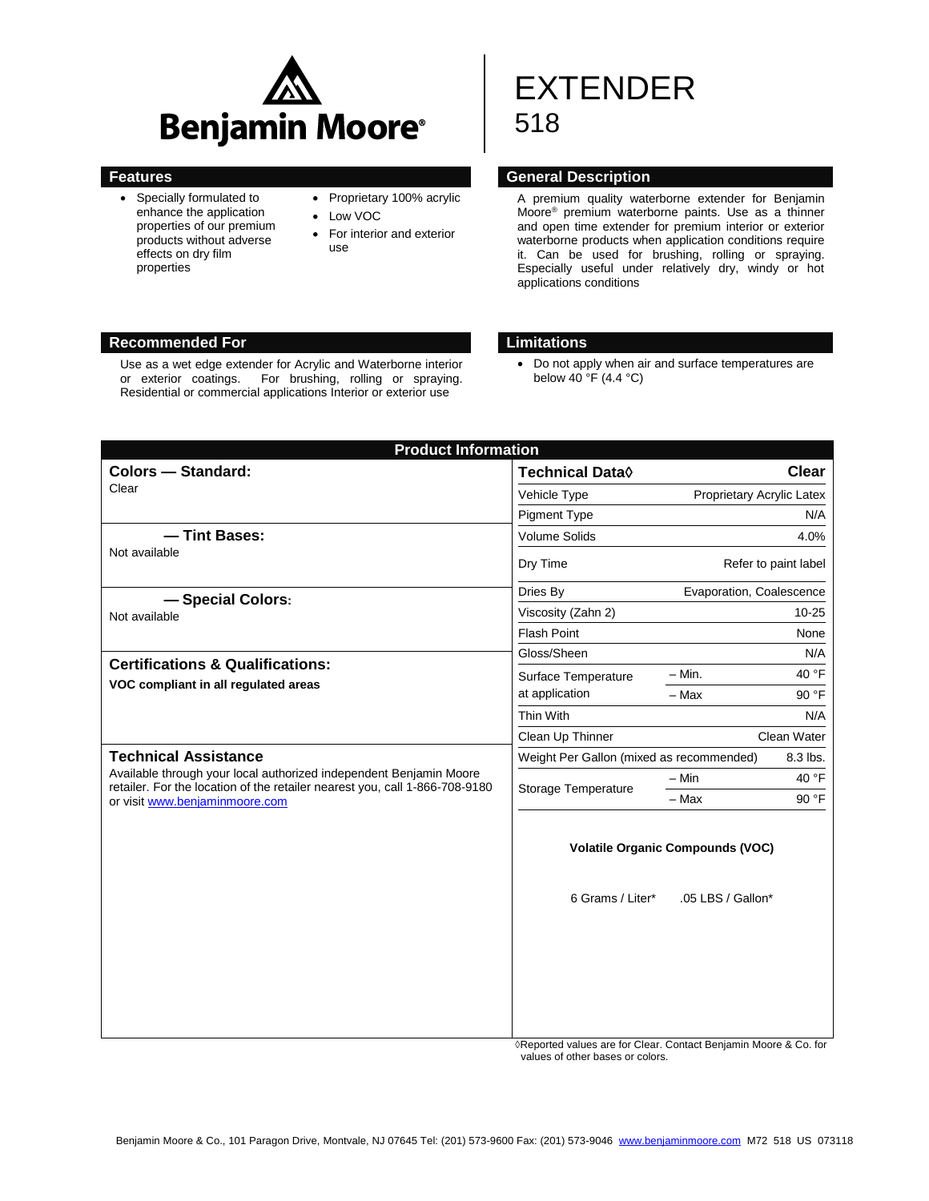Benjamin Moore®

# EXTENDER
## 518

## Features

- Specially formulated to enhance the application properties of our premium products without adverse effects on dry film properties
- Proprietary 100% acrylic
- Low VOC
- For interior and exterior use

## General Description

A premium quality waterborne extender for Benjamin Moore® premium waterborne paints. Use as a thinner and open time extender for premium interior or exterior waterborne products when application conditions require it. Can be used for brushing, rolling or spraying. Especially useful under relatively dry, windy or hot applications conditions

## Recommended For

Use as a wet edge extender for Acrylic and Waterborne interior or exterior coatings. For brushing, rolling or spraying. Residential or commercial applications Interior or exterior use

## Limitations

- Do not apply when air and surface temperatures are below 40 °F (4.4 °C)

## Product Information

**Colors — Standard:**
Clear

**— Tint Bases:**
Not available

**— Special Colors:**
Not available

**Certifications & Qualifications:**
**VOC compliant in all regulated areas**

**Technical Assistance**
Available through your local authorized independent Benjamin Moore retailer. For the location of the retailer nearest you, call 1-866-708-9180 or visit www.benjaminmoore.com

| Technical Data◊ | | Clear |
|---|---|---|
| Vehicle Type | | Proprietary Acrylic Latex |
| Pigment Type | | N/A |
| Volume Solids | | 4.0% |
| Dry Time | | Refer to paint label |
| Dries By | | Evaporation, Coalescence |
| Viscosity (Zahn 2) | | 10-25 |
| Flash Point | | None |
| Gloss/Sheen | | N/A |
| Surface Temperature at application | – Min. | 40 °F |
| | – Max | 90 °F |
| Thin With | | N/A |
| Clean Up Thinner | | Clean Water |
| Weight Per Gallon (mixed as recommended) | | 8.3 lbs. |
| Storage Temperature | – Min | 40 °F |
| | – Max | 90 °F |

**Volatile Organic Compounds (VOC)**

6 Grams / Liter* .05 LBS / Gallon*

◊Reported values are for Clear. Contact Benjamin Moore & Co. for values of other bases or colors.

Benjamin Moore & Co., 101 Paragon Drive, Montvale, NJ 07645 Tel: (201) 573-9600 Fax: (201) 573-9046 www.benjaminmoore.com M72 518 US 073118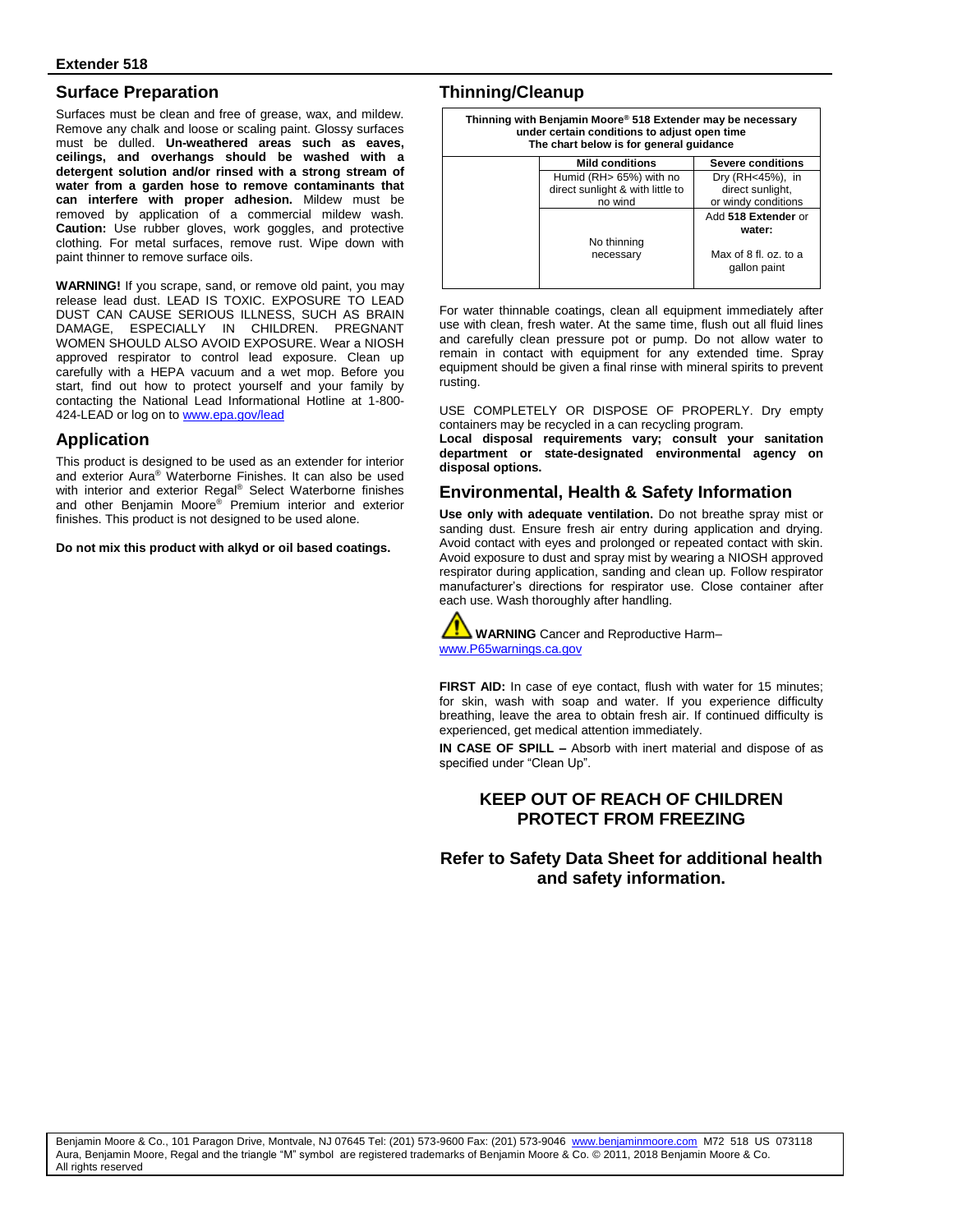## Surface Preparation

Surfaces must be clean and free of grease, wax, and mildew. Remove any chalk and loose or scaling paint. Glossy surfaces must be dulled. **Un-weathered areas such as eaves, ceilings, and overhangs should be washed with a detergent solution and/or rinsed with a strong stream of water from a garden hose to remove contaminants that can interfere with proper adhesion.** Mildew must be removed by application of a commercial mildew wash. **Caution:** Use rubber gloves, work goggles, and protective clothing. For metal surfaces, remove rust. Wipe down with paint thinner to remove surface oils.

**WARNING!** If you scrape, sand, or remove old paint, you may release lead dust. LEAD IS TOXIC. EXPOSURE TO LEAD DUST CAN CAUSE SERIOUS ILLNESS, SUCH AS BRAIN DAMAGE, ESPECIALLY IN CHILDREN. PREGNANT WOMEN SHOULD ALSO AVOID EXPOSURE. Wear a NIOSH approved respirator to control lead exposure. Clean up carefully with a HEPA vacuum and a wet mop. Before you start, find out how to protect yourself and your family by contacting the National Lead Informational Hotline at 1-800-424-LEAD or log on to www.epa.gov/lead

## Application

This product is designed to be used as an extender for interior and exterior Aura® Waterborne Finishes. It can also be used with interior and exterior Regal® Select Waterborne finishes and other Benjamin Moore® Premium interior and exterior finishes. This product is not designed to be used alone.

**Do not mix this product with alkyd or oil based coatings.**

## Thinning/Cleanup

**Thinning with Benjamin Moore® 518 Extender may be necessary under certain conditions to adjust open time**
**The chart below is for general guidance**

| | Mild conditions | Severe conditions |
|---|---|---|
| | Humid (RH> 65%) with no direct sunlight & with little to no wind | Dry (RH<45%), in direct sunlight, or windy conditions |
| | No thinning necessary | Add **518 Extender** or **water:** Max of 8 fl. oz. to a gallon paint |

For water thinnable coatings, clean all equipment immediately after use with clean, fresh water. At the same time, flush out all fluid lines and carefully clean pressure pot or pump. Do not allow water to remain in contact with equipment for any extended time. Spray equipment should be given a final rinse with mineral spirits to prevent rusting.

USE COMPLETELY OR DISPOSE OF PROPERLY. Dry empty containers may be recycled in a can recycling program.
**Local disposal requirements vary; consult your sanitation department or state-designated environmental agency on disposal options.**

## Environmental, Health & Safety Information

**Use only with adequate ventilation.** Do not breathe spray mist or sanding dust. Ensure fresh air entry during application and drying. Avoid contact with eyes and prolonged or repeated contact with skin. Avoid exposure to dust and spray mist by wearing a NIOSH approved respirator during application, sanding and clean up. Follow respirator manufacturer's directions for respirator use. Close container after each use. Wash thoroughly after handling.

**WARNING** Cancer and Reproductive Harm– www.P65warnings.ca.gov

**FIRST AID:** In case of eye contact, flush with water for 15 minutes; for skin, wash with soap and water. If you experience difficulty breathing, leave the area to obtain fresh air. If continued difficulty is experienced, get medical attention immediately.

**IN CASE OF SPILL –** Absorb with inert material and dispose of as specified under "Clean Up".

**KEEP OUT OF REACH OF CHILDREN**
**PROTECT FROM FREEZING**

**Refer to Safety Data Sheet for additional health and safety information.**

Benjamin Moore & Co., 101 Paragon Drive, Montvale, NJ 07645 Tel: (201) 573-9600 Fax: (201) 573-9046 www.benjaminmoore.com M72 518 US 073118
Aura, Benjamin Moore, Regal and the triangle "M" symbol are registered trademarks of Benjamin Moore & Co. © 2011, 2018 Benjamin Moore & Co. All rights reserved